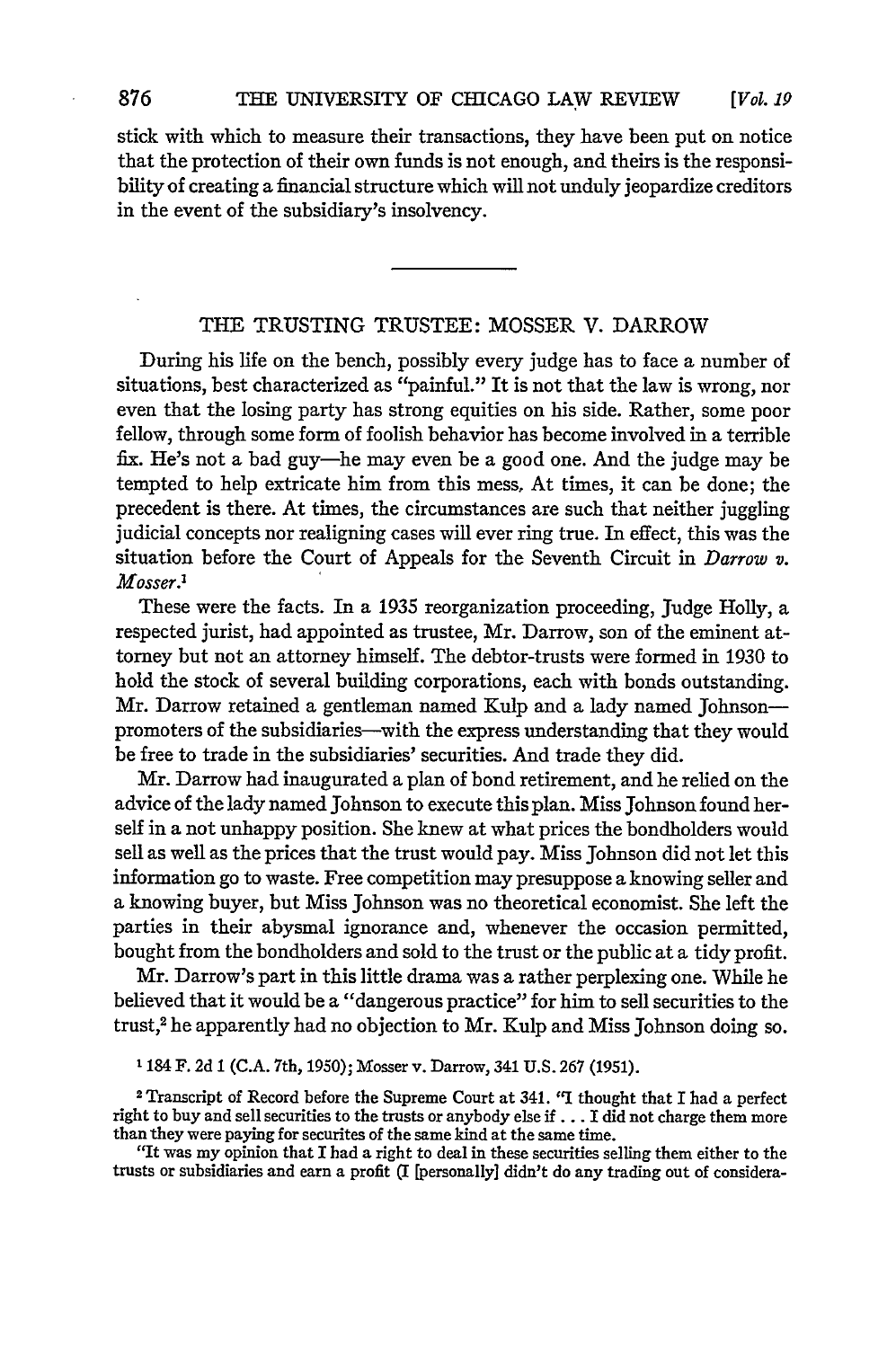stick with which to measure their transactions, they have been put on notice that the protection of their own funds is not enough, and theirs is the responsibility of creating a financial structure which will not unduly jeopardize creditors in the event of the subsidiary's insolvency.

---

## THE TRUSTING TRUSTEE: MOSSER V. DARROW

During his life on the bench, possibly every judge has to face a number of situations, best characterized as "painful." It is not that the law is wrong, nor even that the losing party has strong equities on his side. Rather, some poor fellow, through some form of foolish behavior has become involved in a terrible fix. He's not a bad guy—he may even be a good one. And the judge may be tempted to help extricate him from this mess. At times, it can be done; the precedent is there. At times, the circumstances are such that neither juggling judicial concepts nor realigning cases will ever ring true. In effect, this was the situation before the Court of Appeals for the Seventh Circuit in *Darrow v. Mosser*.[1]

These were the facts. In a 1935 reorganization proceeding, Judge Holly, a respected jurist, had appointed as trustee, Mr. Darrow, son of the eminent attorney but not an attorney himself. The debtor-trusts were formed in 1930 to hold the stock of several building corporations, each with bonds outstanding. Mr. Darrow retained a gentleman named Kulp and a lady named Johnson—promoters of the subsidiaries—with the express understanding that they would be free to trade in the subsidiaries' securities. And trade they did.

Mr. Darrow had inaugurated a plan of bond retirement, and he relied on the advice of the lady named Johnson to execute this plan. Miss Johnson found herself in a not unhappy position. She knew at what prices the bondholders would sell as well as the prices that the trust would pay. Miss Johnson did not let this information go to waste. Free competition may presuppose a knowing seller and a knowing buyer, but Miss Johnson was no theoretical economist. She left the parties in their abysmal ignorance and, whenever the occasion permitted, bought from the bondholders and sold to the trust or the public at a tidy profit.

Mr. Darrow's part in this little drama was a rather perplexing one. While he believed that it would be a "dangerous practice" for him to sell securities to the trust,[2] he apparently had no objection to Mr. Kulp and Miss Johnson doing so.

[1] 184 F. 2d 1 (C.A. 7th, 1950); Mosser v. Darrow, 341 U.S. 267 (1951).

[2] Transcript of Record before the Supreme Court at 341. "I thought that I had a perfect right to buy and sell securities to the trusts or anybody else if . . . I did not charge them more than they were paying for securites of the same kind at the same time.

"It was my opinion that I had a right to deal in these securities selling them either to the trusts or subsidiaries and earn a profit (I [personally] didn't do any trading out of considera-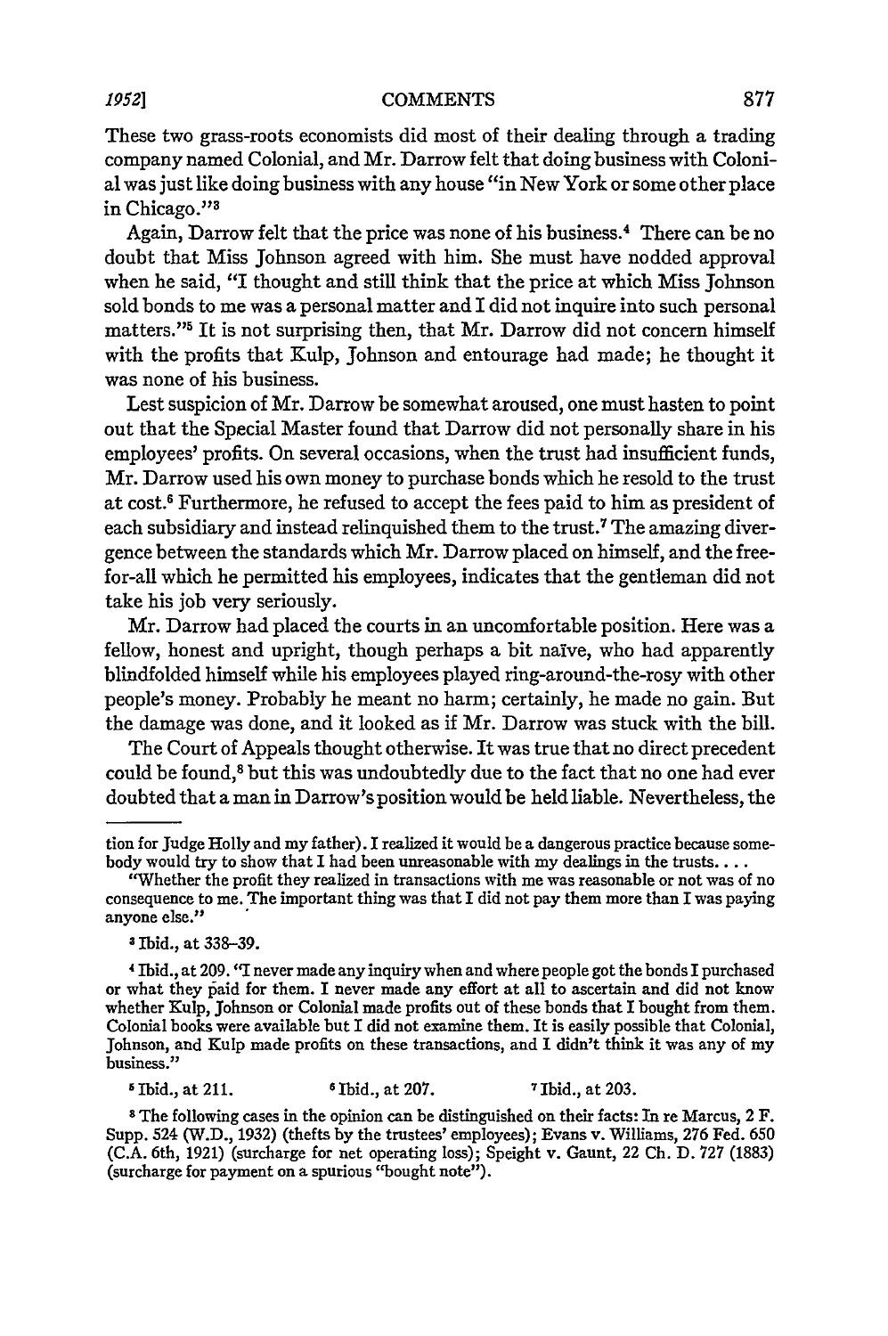These two grass-roots economists did most of their dealing through a trading company named Colonial, and Mr. Darrow felt that doing business with Colonial was just like doing business with any house "in New York or some other place in Chicago."[3]

Again, Darrow felt that the price was none of his business.[4] There can be no doubt that Miss Johnson agreed with him. She must have nodded approval when he said, "I thought and still think that the price at which Miss Johnson sold bonds to me was a personal matter and I did not inquire into such personal matters."[5] It is not surprising then, that Mr. Darrow did not concern himself with the profits that Kulp, Johnson and entourage had made; he thought it was none of his business.

Lest suspicion of Mr. Darrow be somewhat aroused, one must hasten to point out that the Special Master found that Darrow did not personally share in his employees' profits. On several occasions, when the trust had insufficient funds, Mr. Darrow used his own money to purchase bonds which he resold to the trust at cost.[6] Furthermore, he refused to accept the fees paid to him as president of each subsidiary and instead relinquished them to the trust.[7] The amazing divergence between the standards which Mr. Darrow placed on himself, and the free-for-all which he permitted his employees, indicates that the gentleman did not take his job very seriously.

Mr. Darrow had placed the courts in an uncomfortable position. Here was a fellow, honest and upright, though perhaps a bit naïve, who had apparently blindfolded himself while his employees played ring-around-the-rosy with other people's money. Probably he meant no harm; certainly, he made no gain. But the damage was done, and it looked as if Mr. Darrow was stuck with the bill.

The Court of Appeals thought otherwise. It was true that no direct precedent could be found,[8] but this was undoubtedly due to the fact that no one had ever doubted that a man in Darrow's position would be held liable. Nevertheless, the

---

tion for Judge Holly and my father). I realized it would be a dangerous practice because somebody would try to show that I had been unreasonable with my dealings in the trusts. . . .

"Whether the profit they realized in transactions with me was reasonable or not was of no consequence to me. The important thing was that I did not pay them more than I was paying anyone else."

[3] Ibid., at 338–39.

[4] Ibid., at 209. "I never made any inquiry when and where people got the bonds I purchased or what they paid for them. I never made any effort at all to ascertain and did not know whether Kulp, Johnson or Colonial made profits out of these bonds that I bought from them. Colonial books were available but I did not examine them. It is easily possible that Colonial, Johnson, and Kulp made profits on these transactions, and I didn't think it was any of my business."

[5] Ibid., at 211. [6] Ibid., at 207. [7] Ibid., at 203.

[8] The following cases in the opinion can be distinguished on their facts: In re Marcus, 2 F. Supp. 524 (W.D., 1932) (thefts by the trustees' employees); Evans v. Williams, 276 Fed. 650 (C.A. 6th, 1921) (surcharge for net operating loss); Speight v. Gaunt, 22 Ch. D. 727 (1883) (surcharge for payment on a spurious "bought note").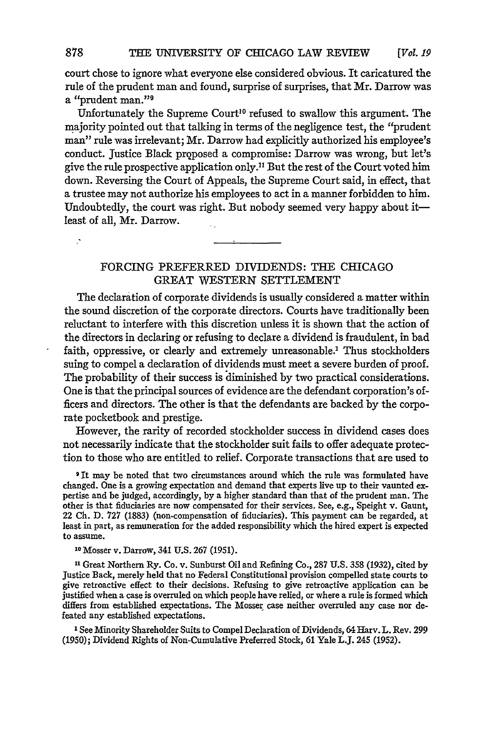court chose to ignore what everyone else considered obvious. It caricatured the rule of the prudent man and found, surprise of surprises, that Mr. Darrow was a "prudent man."[9]

Unfortunately the Supreme Court[10] refused to swallow this argument. The majority pointed out that talking in terms of the negligence test, the "prudent man" rule was irrelevant; Mr. Darrow had explicitly authorized his employee's conduct. Justice Black proposed a compromise: Darrow was wrong, but let's give the rule prospective application only.[11] But the rest of the Court voted him down. Reversing the Court of Appeals, the Supreme Court said, in effect, that a trustee may not authorize his employees to act in a manner forbidden to him. Undoubtedly, the court was right. But nobody seemed very happy about it—least of all, Mr. Darrow.

---

## FORCING PREFERRED DIVIDENDS: THE CHICAGO GREAT WESTERN SETTLEMENT

The declaration of corporate dividends is usually considered a matter within the sound discretion of the corporate directors. Courts have traditionally been reluctant to interfere with this discretion unless it is shown that the action of the directors in declaring or refusing to declare a dividend is fraudulent, in bad faith, oppressive, or clearly and extremely unreasonable.[1] Thus stockholders suing to compel a declaration of dividends must meet a severe burden of proof. The probability of their success is diminished by two practical considerations. One is that the principal sources of evidence are the defendant corporation's officers and directors. The other is that the defendants are backed by the corporate pocketbook and prestige.

However, the rarity of recorded stockholder success in dividend cases does not necessarily indicate that the stockholder suit fails to offer adequate protection to those who are entitled to relief. Corporate transactions that are used to

[9] It may be noted that two circumstances around which the rule was formulated have changed. One is a growing expectation and demand that experts live up to their vaunted expertise and be judged, accordingly, by a higher standard than that of the prudent man. The other is that fiduciaries are now compensated for their services. See, e.g., Speight v. Gaunt, 22 Ch. D. 727 (1883) (non-compensation of fiduciaries). This payment can be regarded, at least in part, as remuneration for the added responsibility which the hired expert is expected to assume.

[10] Mosser v. Darrow, 341 U.S. 267 (1951).

[11] Great Northern Ry. Co. v. Sunburst Oil and Refining Co., 287 U.S. 358 (1932), cited by Justice Back, merely held that no Federal Constitutional provision compelled state courts to give retroactive effect to their decisions. Refusing to give retroactive application can be justified when a case is overruled on which people have relied, or where a rule is formed which differs from established expectations. The Mosser case neither overruled any case nor defeated any established expectations.

[1] See Minority Shareholder Suits to Compel Declaration of Dividends, 64 Harv. L. Rev. 299 (1950); Dividend Rights of Non-Cumulative Preferred Stock, 61 Yale L.J. 245 (1952).